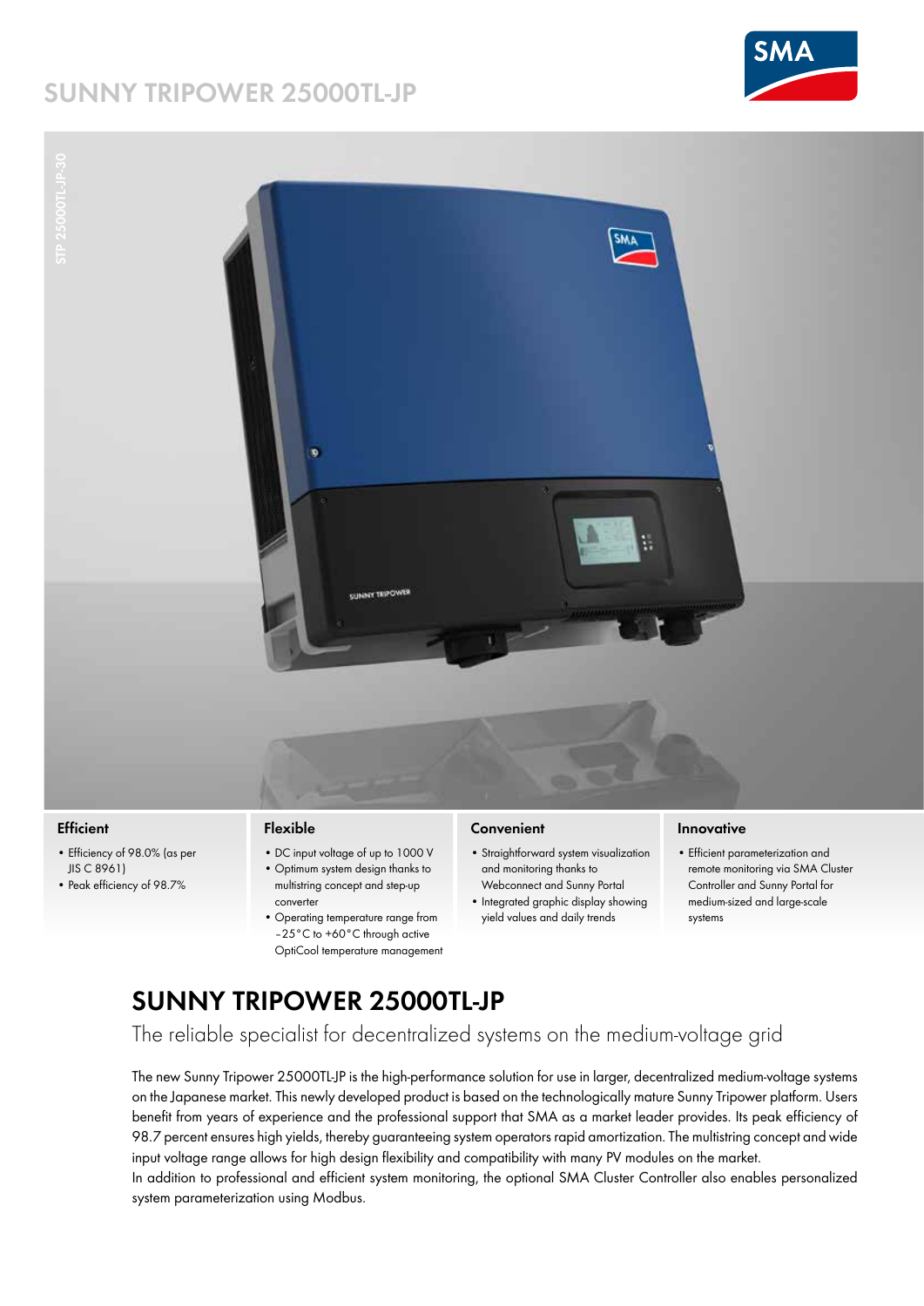# SUNNY TRIPOWER 25000TL-JP

STP 25000TL-JP-30

### Efficient

- Efficiency of 98.0% (as per JIS C 8961)
- Peak efficiency of 98.7%

### Flexible

- DC input voltage of up to 1000 V
- Optimum system design thanks to multistring concept and step-up converter
- Operating temperature range from −25 °C to +60 °C through active OptiCool temperature management

### Convenient

- Straightforward system visualization and monitoring thanks to Webconnect and Sunny Portal
- Integrated graphic display showing yield values and daily trends

### Innovative

- Efficient parameterization and remote monitoring via SMA Cluster Controller and Sunny Portal for medium-sized and large-scale systems

## SUNNY TRIPOWER 25000TL-JP

The reliable specialist for decentralized systems on the medium-voltage grid

The new Sunny Tripower 25000TL-JP is the high-performance solution for use in larger, decentralized medium-voltage systems on the Japanese market. This newly developed product is based on the technologically mature Sunny Tripower platform. Users benefit from years of experience and the professional support that SMA as a market leader provides. Its peak efficiency of 98.7 percent ensures high yields, thereby guaranteeing system operators rapid amortization. The multistring concept and wide input voltage range allows for high design flexibility and compatibility with many PV modules on the market.
In addition to professional and efficient system monitoring, the optional SMA Cluster Controller also enables personalized system parameterization using Modbus.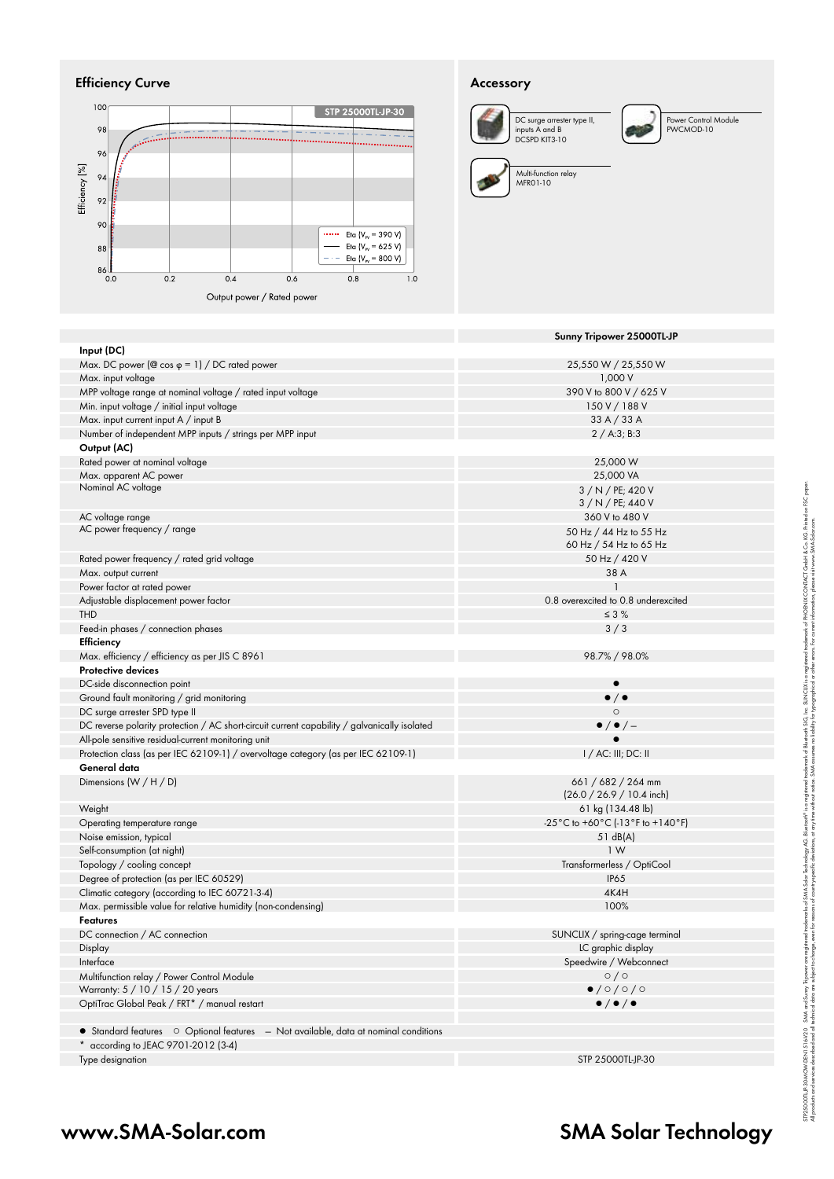## Efficiency Curve

STP 25000TL-JP-30

Efficiency [%]

100
98
96
94
92
90
88
86

0.0 0.2 0.4 0.6 0.8 1.0

Output power / Rated power

Eta ($V_{PV}$ = 390 V)
Eta ($V_{PV}$ = 625 V)
Eta ($V_{PV}$ = 800 V)

## Accessory

DC surge arrester type II, inputs A and B DCSPD KIT3-10

Power Control Module PWCMOD-10

Multi-function relay MFR01-10

| | Sunny Tripower 25000TL-JP |
|---|---|
| **Input (DC)** | |
| Max. DC power (@ cos φ = 1) / DC rated power | 25,550 W / 25,550 W |
| Max. input voltage | 1,000 V |
| MPP voltage range at nominal voltage / rated input voltage | 390 V to 800 V / 625 V |
| Min. input voltage / initial input voltage | 150 V / 188 V |
| Max. input current input A / input B | 33 A / 33 A |
| Number of independent MPP inputs / strings per MPP input | 2 / A:3; B:3 |
| **Output (AC)** | |
| Rated power at nominal voltage | 25,000 W |
| Max. apparent AC power | 25,000 VA |
| Nominal AC voltage | 3 / N / PE; 420 V<br>3 / N / PE; 440 V |
| AC voltage range | 360 V to 480 V |
| AC power frequency / range | 50 Hz / 44 Hz to 55 Hz<br>60 Hz / 54 Hz to 65 Hz |
| Rated power frequency / rated grid voltage | 50 Hz / 420 V |
| Max. output current | 38 A |
| Power factor at rated power | 1 |
| Adjustable displacement power factor | 0.8 overexcited to 0.8 underexcited |
| THD | ≤ 3 % |
| Feed-in phases / connection phases | 3 / 3 |
| **Efficiency** | |
| Max. efficiency / efficiency as per JIS C 8961 | 98.7% / 98.0% |
| **Protective devices** | |
| DC-side disconnection point | ● |
| Ground fault monitoring / grid monitoring | ● / ● |
| DC surge arrester SPD type II | ○ |
| DC reverse polarity protection / AC short-circuit current capability / galvanically isolated | ● / ● / – |
| All-pole sensitive residual-current monitoring unit | ● |
| Protection class (as per IEC 62109-1) / overvoltage category (as per IEC 62109-1) | I / AC: III; DC: II |
| **General data** | |
| Dimensions (W / H / D) | 661 / 682 / 264 mm<br>(26.0 / 26.9 / 10.4 inch) |
| Weight | 61 kg (134.48 lb) |
| Operating temperature range | -25 °C to +60 °C (-13 °F to +140 °F) |
| Noise emission, typical | 51 dB(A) |
| Self-consumption (at night) | 1 W |
| Topology / cooling concept | Transformerless / OptiCool |
| Degree of protection (as per IEC 60529) | IP65 |
| Climatic category (according to IEC 60721-3-4) | 4K4H |
| Max. permissible value for relative humidity (non-condensing) | 100% |
| **Features** | |
| DC connection / AC connection | SUNCLIX / spring-cage terminal |
| Display | LC graphic display |
| Interface | Speedwire / Webconnect |
| Multifunction relay / Power Control Module | ○ / ○ |
| Warranty: 5 / 10 / 15 / 20 years | ● / ○ / ○ / ○ |
| OptiTrac Global Peak / FRT* / manual restart | ● / ● / ● |
| ● Standard features ○ Optional features – Not available, data at nominal conditions | |
| * according to JEAC 9701-2012 (3-4) | |
| Type designation | STP 25000TL-JP-30 |

STP25000TL-JP-30-AOM-DEN1516V20 SMA and Sunny Tripower are registered trademarks of SMA Solar Technology AG. Bluetooth® is a registered trademark of Bluetooth SIG, Inc. SUNCLIX is a registered trademark of PHOENIX CONTACT GmbH & Co. KG. Printed on FSC paper. All products and services described as well as technical data are subject to change, even for reasons of country-specific deviations, at any time without notice. SMA assumes no liability for typographical or other errors. For current information, please visit www.SMA-Solar.com.

**www.SMA-Solar.com**

**SMA Solar Technology**